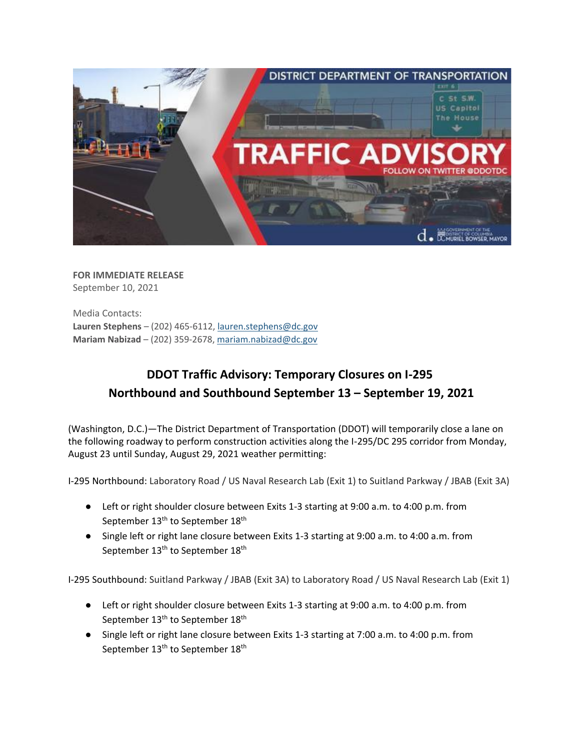**FOR IMMEDIATE RELEASE**
September 10, 2021

Media Contacts:
**Lauren Stephens** – (202) 465-6112, lauren.stephens@dc.gov
**Mariam Nabizad** – (202) 359-2678, mariam.nabizad@dc.gov

## DDOT Traffic Advisory: Temporary Closures on I-295 Northbound and Southbound September 13 – September 19, 2021

(Washington, D.C.)—The District Department of Transportation (DDOT) will temporarily close a lane on the following roadway to perform construction activities along the I-295/DC 295 corridor from Monday, August 23 until Sunday, August 29, 2021 weather permitting:

I-295 Northbound: Laboratory Road / US Naval Research Lab (Exit 1) to Suitland Parkway / JBAB (Exit 3A)

- Left or right shoulder closure between Exits 1-3 starting at 9:00 a.m. to 4:00 p.m. from September 13th to September 18th
- Single left or right lane closure between Exits 1-3 starting at 9:00 a.m. to 4:00 a.m. from September 13th to September 18th

I-295 Southbound: Suitland Parkway / JBAB (Exit 3A) to Laboratory Road / US Naval Research Lab (Exit 1)

- Left or right shoulder closure between Exits 1-3 starting at 9:00 a.m. to 4:00 p.m. from September 13th to September 18th
- Single left or right lane closure between Exits 1-3 starting at 7:00 a.m. to 4:00 p.m. from September 13th to September 18th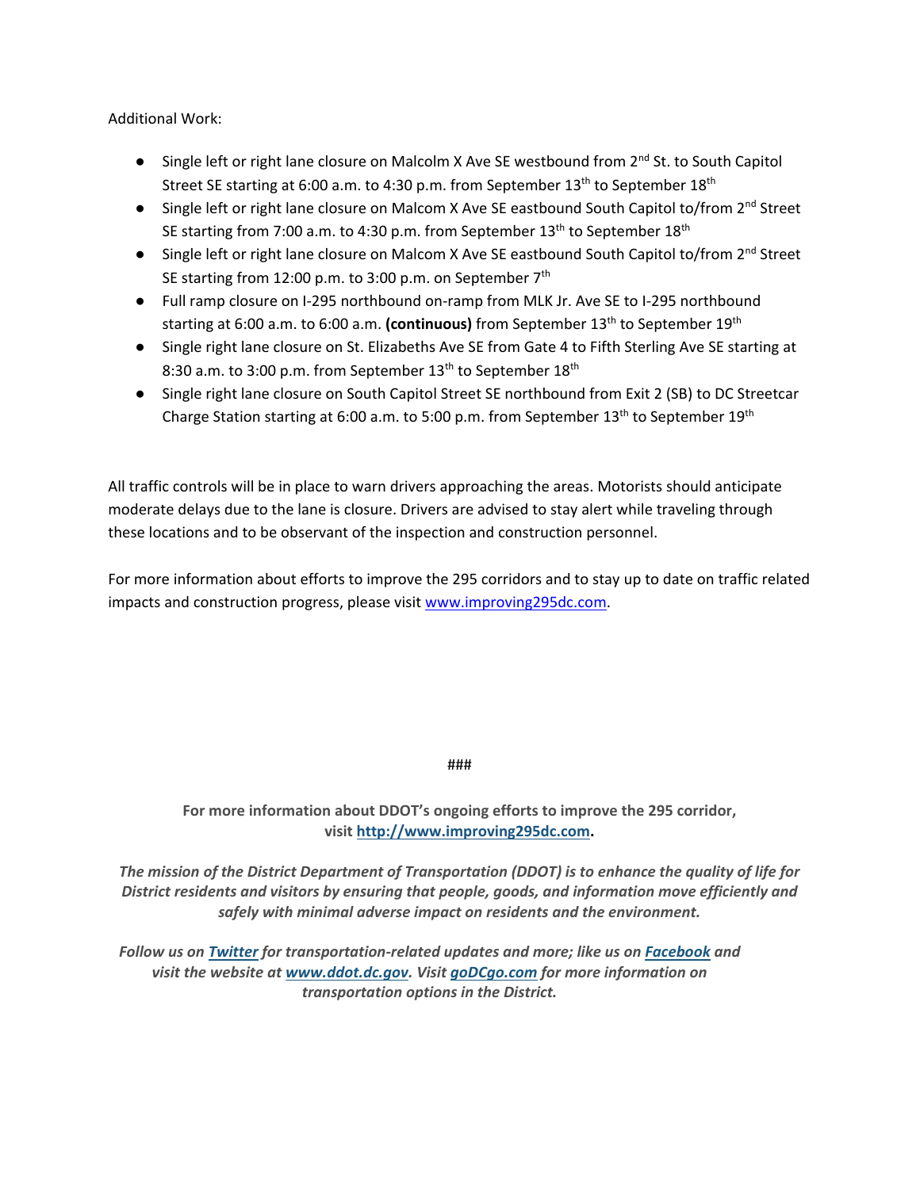Additional Work:

- Single left or right lane closure on Malcolm X Ave SE westbound from 2nd St. to South Capitol Street SE starting at 6:00 a.m. to 4:30 p.m. from September 13th to September 18th
- Single left or right lane closure on Malcom X Ave SE eastbound South Capitol to/from 2nd Street SE starting from 7:00 a.m. to 4:30 p.m. from September 13th to September 18th
- Single left or right lane closure on Malcom X Ave SE eastbound South Capitol to/from 2nd Street SE starting from 12:00 p.m. to 3:00 p.m. on September 7th
- Full ramp closure on I-295 northbound on-ramp from MLK Jr. Ave SE to I-295 northbound starting at 6:00 a.m. to 6:00 a.m. **(continuous)** from September 13th to September 19th
- Single right lane closure on St. Elizabeths Ave SE from Gate 4 to Fifth Sterling Ave SE starting at 8:30 a.m. to 3:00 p.m. from September 13th to September 18th
- Single right lane closure on South Capitol Street SE northbound from Exit 2 (SB) to DC Streetcar Charge Station starting at 6:00 a.m. to 5:00 p.m. from September 13th to September 19th

All traffic controls will be in place to warn drivers approaching the areas. Motorists should anticipate moderate delays due to the lane is closure. Drivers are advised to stay alert while traveling through these locations and to be observant of the inspection and construction personnel.

For more information about efforts to improve the 295 corridors and to stay up to date on traffic related impacts and construction progress, please visit www.improving295dc.com.

###

**For more information about DDOT's ongoing efforts to improve the 295 corridor, visit http://www.improving295dc.com.**

***The mission of the District Department of Transportation (DDOT) is to enhance the quality of life for District residents and visitors by ensuring that people, goods, and information move efficiently and safely with minimal adverse impact on residents and the environment.***

***Follow us on Twitter for transportation-related updates and more; like us on Facebook and visit the website at www.ddot.dc.gov. Visit goDCgo.com for more information on transportation options in the District.***